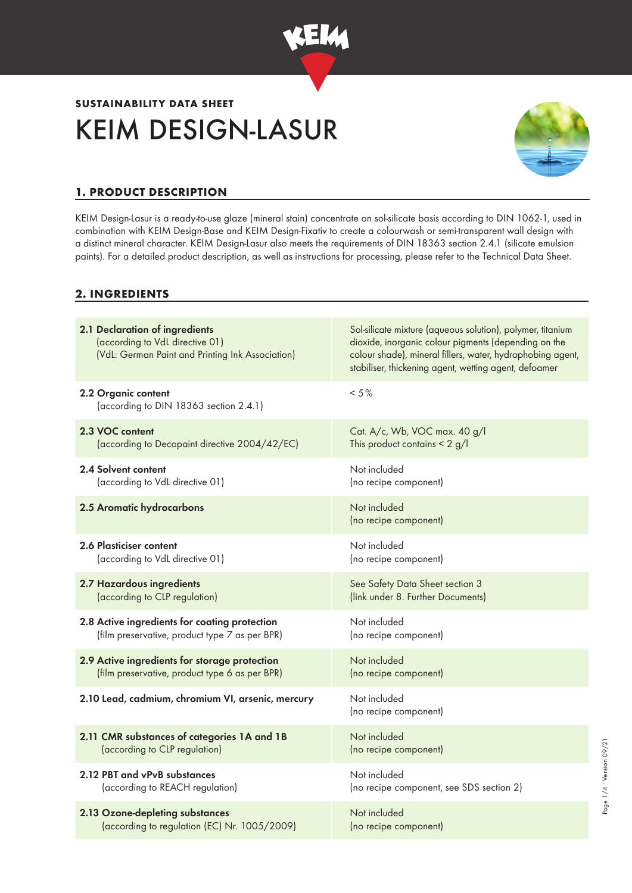## SUSTAINABILITY DATA SHEET

# KEIM DESIGN-LASUR

## 1. PRODUCT DESCRIPTION

KEIM Design-Lasur is a ready-to-use glaze (mineral stain) concentrate on sol-silicate basis according to DIN 1062-1, used in combination with KEIM Design-Base and KEIM Design-Fixativ to create a colourwash or semi-transparent wall design with a distinct mineral character. KEIM Design-Lasur also meets the requirements of DIN 18363 section 2.4.1 (silicate emulsion paints). For a detailed product description, as well as instructions for processing, please refer to the Technical Data Sheet.

## 2. INGREDIENTS

| | |
|---|---|
| **2.1 Declaration of ingredients** (according to VdL directive 01) (VdL: German Paint and Printing Ink Association) | Sol-silicate mixture (aqueous solution), polymer, titanium dioxide, inorganic colour pigments (depending on the colour shade), mineral fillers, water, hydrophobing agent, stabiliser, thickening agent, wetting agent, defoamer |
| **2.2 Organic content** (according to DIN 18363 section 2.4.1) | < 5 % |
| **2.3 VOC content** (according to Decopaint directive 2004/42/EC) | Cat. A/c, Wb, VOC max. 40 g/l<br>This product contains < 2 g/l |
| **2.4 Solvent content** (according to VdL directive 01) | Not included<br>(no recipe component) |
| **2.5 Aromatic hydrocarbons** | Not included<br>(no recipe component) |
| **2.6 Plasticiser content** (according to VdL directive 01) | Not included<br>(no recipe component) |
| **2.7 Hazardous ingredients** (according to CLP regulation) | See Safety Data Sheet section 3<br>(link under 8. Further Documents) |
| **2.8 Active ingredients for coating protection** (film preservative, product type 7 as per BPR) | Not included<br>(no recipe component) |
| **2.9 Active ingredients for storage protection** (film preservative, product type 6 as per BPR) | Not included<br>(no recipe component) |
| **2.10 Lead, cadmium, chromium VI, arsenic, mercury** | Not included<br>(no recipe component) |
| **2.11 CMR substances of categories 1A and 1B** (according to CLP regulation) | Not included<br>(no recipe component) |
| **2.12 PBT and vPvB substances** (according to REACH regulation) | Not included<br>(no recipe component, see SDS section 2) |
| **2.13 Ozone-depleting substances** (according to regulation (EC) Nr. 1005/2009) | Not included<br>(no recipe component) |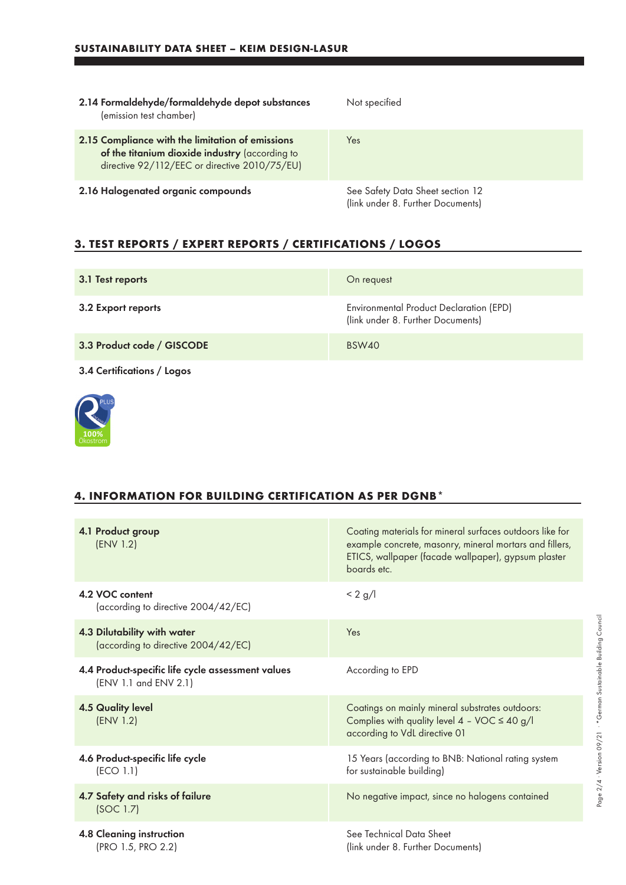| | |
|---|---|
| **2.14 Formaldehyde/formaldehyde depot substances** (emission test chamber) | Not specified |
| **2.15 Compliance with the limitation of emissions of the titanium dioxide industry** (according to directive 92/112/EEC or directive 2010/75/EU) | Yes |
| **2.16 Halogenated organic compounds** | See Safety Data Sheet section 12 (link under 8. Further Documents) |

## 3. TEST REPORTS / EXPERT REPORTS / CERTIFICATIONS / LOGOS

| | |
|---|---|
| **3.1 Test reports** | On request |
| **3.2 Export reports** | Environmental Product Declaration (EPD) (link under 8. Further Documents) |
| **3.3 Product code / GISCODE** | BSW40 |

**3.4 Certifications / Logos**

## 4. INFORMATION FOR BUILDING CERTIFICATION AS PER DGNB*

| | |
|---|---|
| **4.1 Product group** (ENV 1.2) | Coating materials for mineral surfaces outdoors like for example concrete, masonry, mineral mortars and fillers, ETICS, wallpaper (facade wallpaper), gypsum plaster boards etc. |
| **4.2 VOC content** (according to directive 2004/42/EC) | < 2 g/l |
| **4.3 Dilutability with water** (according to directive 2004/42/EC) | Yes |
| **4.4 Product-specific life cycle assessment values** (ENV 1.1 and ENV 2.1) | According to EPD |
| **4.5 Quality level** (ENV 1.2) | Coatings on mainly mineral substrates outdoors: Complies with quality level 4 – VOC ≤ 40 g/l according to VdL directive 01 |
| **4.6 Product-specific life cycle** (ECO 1.1) | 15 Years (according to BNB: National rating system for sustainable building) |
| **4.7 Safety and risks of failure** (SOC 1.7) | No negative impact, since no halogens contained |
| **4.8 Cleaning instruction** (PRO 1.5, PRO 2.2) | See Technical Data Sheet (link under 8. Further Documents) |

*German Sustainable Building Council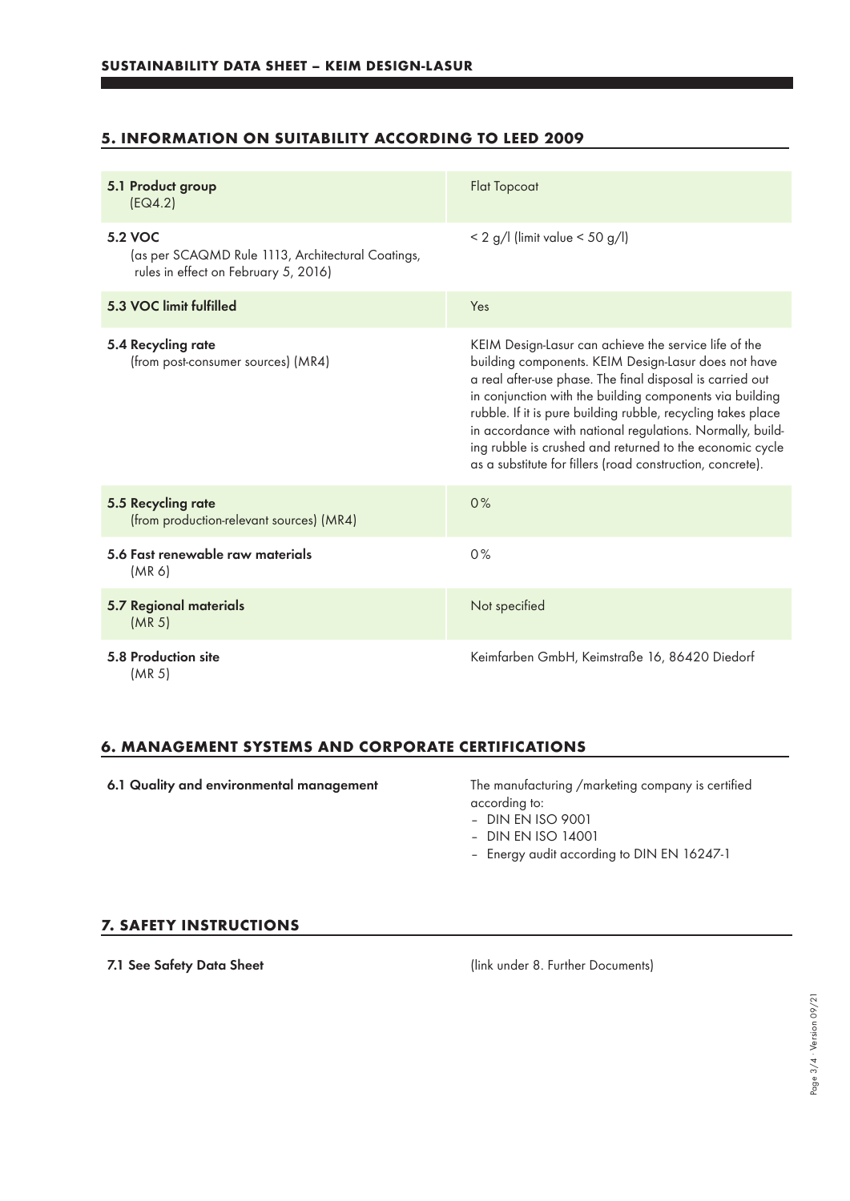## 5. INFORMATION ON SUITABILITY ACCORDING TO LEED 2009

| | |
|---|---|
| **5.1 Product group** (EQ4.2) | Flat Topcoat |
| **5.2 VOC** (as per SCAQMD Rule 1113, Architectural Coatings, rules in effect on February 5, 2016) | < 2 g/l (limit value < 50 g/l) |
| **5.3 VOC limit fulfilled** | Yes |
| **5.4 Recycling rate** (from post-consumer sources) (MR4) | KEIM Design-Lasur can achieve the service life of the building components. KEIM Design-Lasur does not have a real after-use phase. The final disposal is carried out in conjunction with the building components via building rubble. If it is pure building rubble, recycling takes place in accordance with national regulations. Normally, building rubble is crushed and returned to the economic cycle as a substitute for fillers (road construction, concrete). |
| **5.5 Recycling rate** (from production-relevant sources) (MR4) | 0% |
| **5.6 Fast renewable raw materials** (MR 6) | 0% |
| **5.7 Regional materials** (MR 5) | Not specified |
| **5.8 Production site** (MR 5) | Keimfarben GmbH, Keimstraße 16, 86420 Diedorf |

## 6. MANAGEMENT SYSTEMS AND CORPORATE CERTIFICATIONS

**6.1 Quality and environmental management**

The manufacturing /marketing company is certified according to:

- DIN EN ISO 9001
- DIN EN ISO 14001
- Energy audit according to DIN EN 16247-1

## 7. SAFETY INSTRUCTIONS

**7.1 See Safety Data Sheet** (link under 8. Further Documents)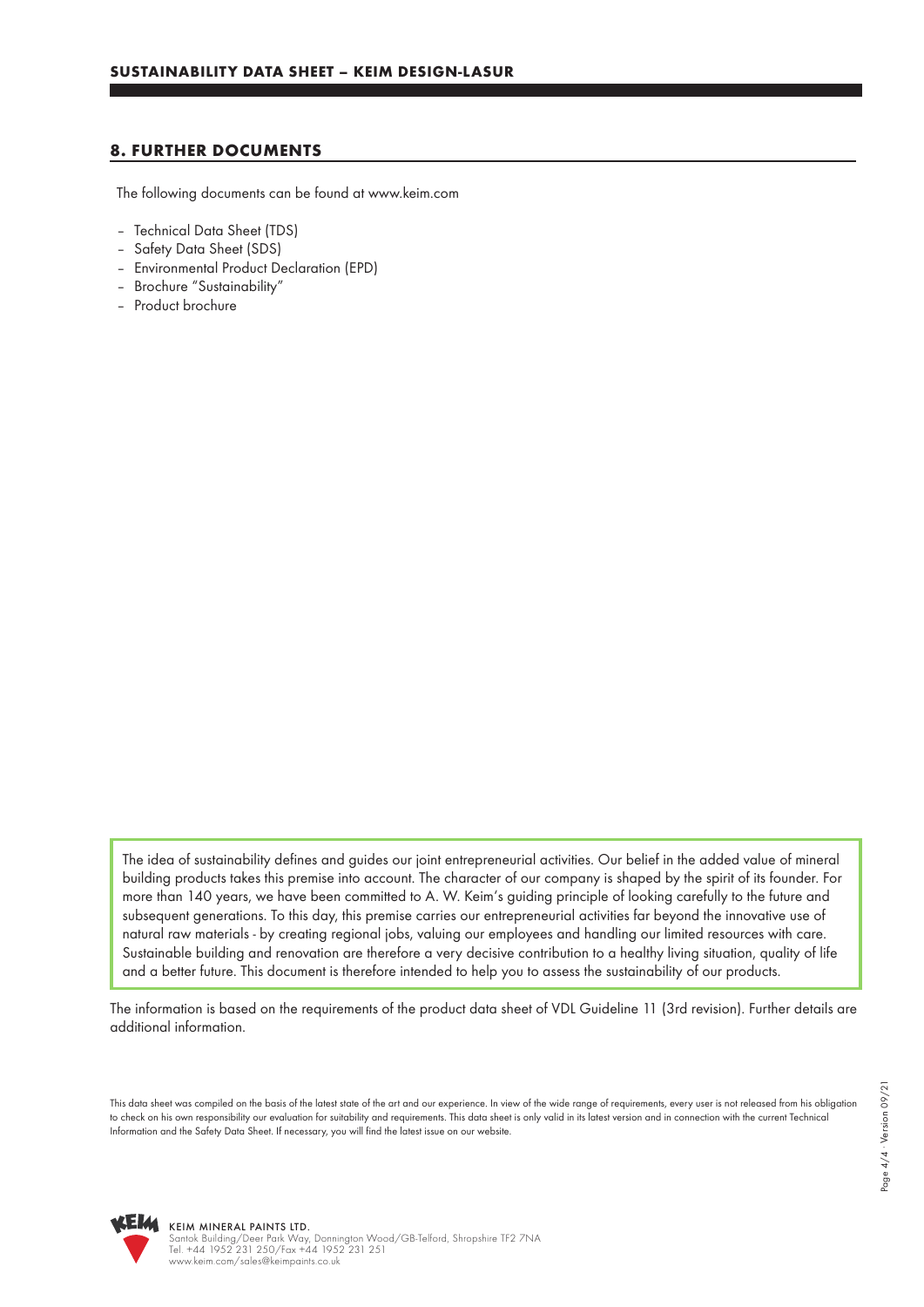## 8. FURTHER DOCUMENTS

The following documents can be found at www.keim.com

- Technical Data Sheet (TDS)
- Safety Data Sheet (SDS)
- Environmental Product Declaration (EPD)
- Brochure "Sustainability"
- Product brochure

The idea of sustainability defines and guides our joint entrepreneurial activities. Our belief in the added value of mineral building products takes this premise into account. The character of our company is shaped by the spirit of its founder. For more than 140 years, we have been committed to A. W. Keim's guiding principle of looking carefully to the future and subsequent generations. To this day, this premise carries our entrepreneurial activities far beyond the innovative use of natural raw materials - by creating regional jobs, valuing our employees and handling our limited resources with care. Sustainable building and renovation are therefore a very decisive contribution to a healthy living situation, quality of life and a better future. This document is therefore intended to help you to assess the sustainability of our products.

The information is based on the requirements of the product data sheet of VDL Guideline 11 (3rd revision). Further details are additional information.

This data sheet was compiled on the basis of the latest state of the art and our experience. In view of the wide range of requirements, every user is not released from his obligation to check on his own responsibility our evaluation for suitability and requirements. This data sheet is only valid in its latest version and in connection with the current Technical Information and the Safety Data Sheet. If necessary, you will find the latest issue on our website.

KEIM MINERAL PAINTS LTD.
Santok Building/Deer Park Way, Donnington Wood/GB-Telford, Shropshire TF2 7NA
Tel. +44 1952 231 250/Fax +44 1952 231 251
www.keim.com/sales@keimpaints.co.uk